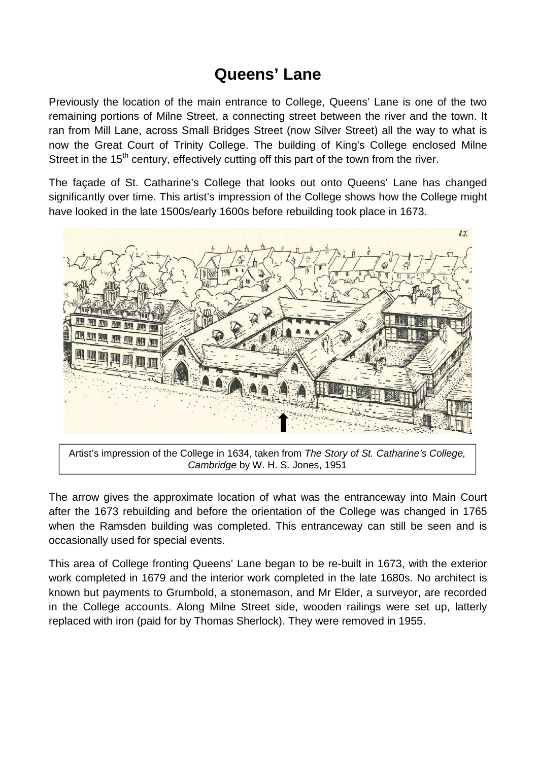# Queens' Lane

Previously the location of the main entrance to College, Queens' Lane is one of the two remaining portions of Milne Street, a connecting street between the river and the town. It ran from Mill Lane, across Small Bridges Street (now Silver Street) all the way to what is now the Great Court of Trinity College. The building of King's College enclosed Milne Street in the 15th century, effectively cutting off this part of the town from the river.

The façade of St. Catharine's College that looks out onto Queens' Lane has changed significantly over time. This artist's impression of the College shows how the College might have looked in the late 1500s/early 1600s before rebuilding took place in 1673.

Artist's impression of the College in 1634, taken from *The Story of St. Catharine's College, Cambridge* by W. H. S. Jones, 1951

The arrow gives the approximate location of what was the entranceway into Main Court after the 1673 rebuilding and before the orientation of the College was changed in 1765 when the Ramsden building was completed. This entranceway can still be seen and is occasionally used for special events.

This area of College fronting Queens' Lane began to be re-built in 1673, with the exterior work completed in 1679 and the interior work completed in the late 1680s. No architect is known but payments to Grumbold, a stonemason, and Mr Elder, a surveyor, are recorded in the College accounts. Along Milne Street side, wooden railings were set up, latterly replaced with iron (paid for by Thomas Sherlock). They were removed in 1955.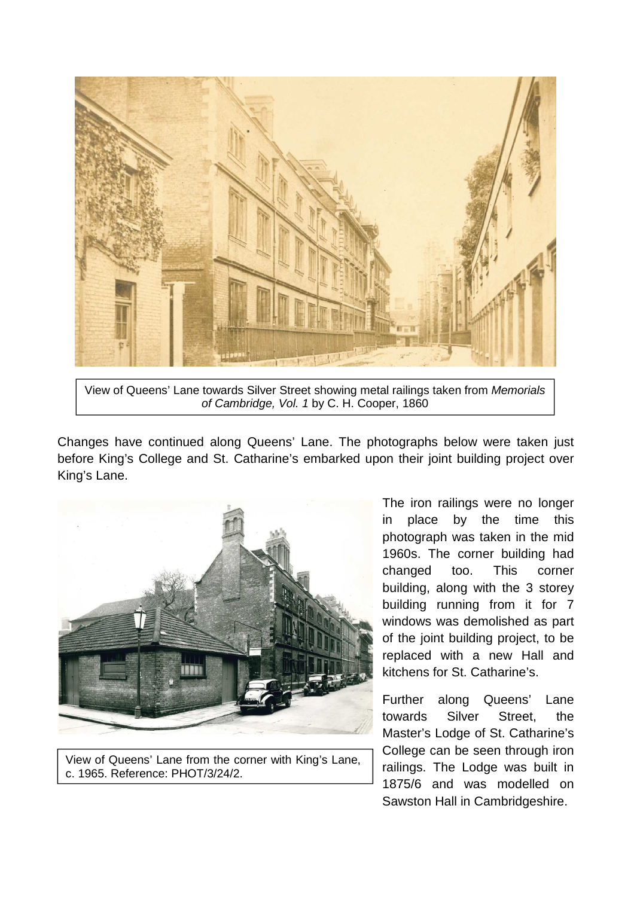View of Queens' Lane towards Silver Street showing metal railings taken from *Memorials of Cambridge, Vol. 1* by C. H. Cooper, 1860

Changes have continued along Queens' Lane. The photographs below were taken just before King's College and St. Catharine's embarked upon their joint building project over King's Lane.

View of Queens' Lane from the corner with King's Lane, c. 1965. Reference: PHOT/3/24/2.

The iron railings were no longer in place by the time this photograph was taken in the mid 1960s. The corner building had changed too. This corner building, along with the 3 storey building running from it for 7 windows was demolished as part of the joint building project, to be replaced with a new Hall and kitchens for St. Catharine's.

Further along Queens' Lane towards Silver Street, the Master's Lodge of St. Catharine's College can be seen through iron railings. The Lodge was built in 1875/6 and was modelled on Sawston Hall in Cambridgeshire.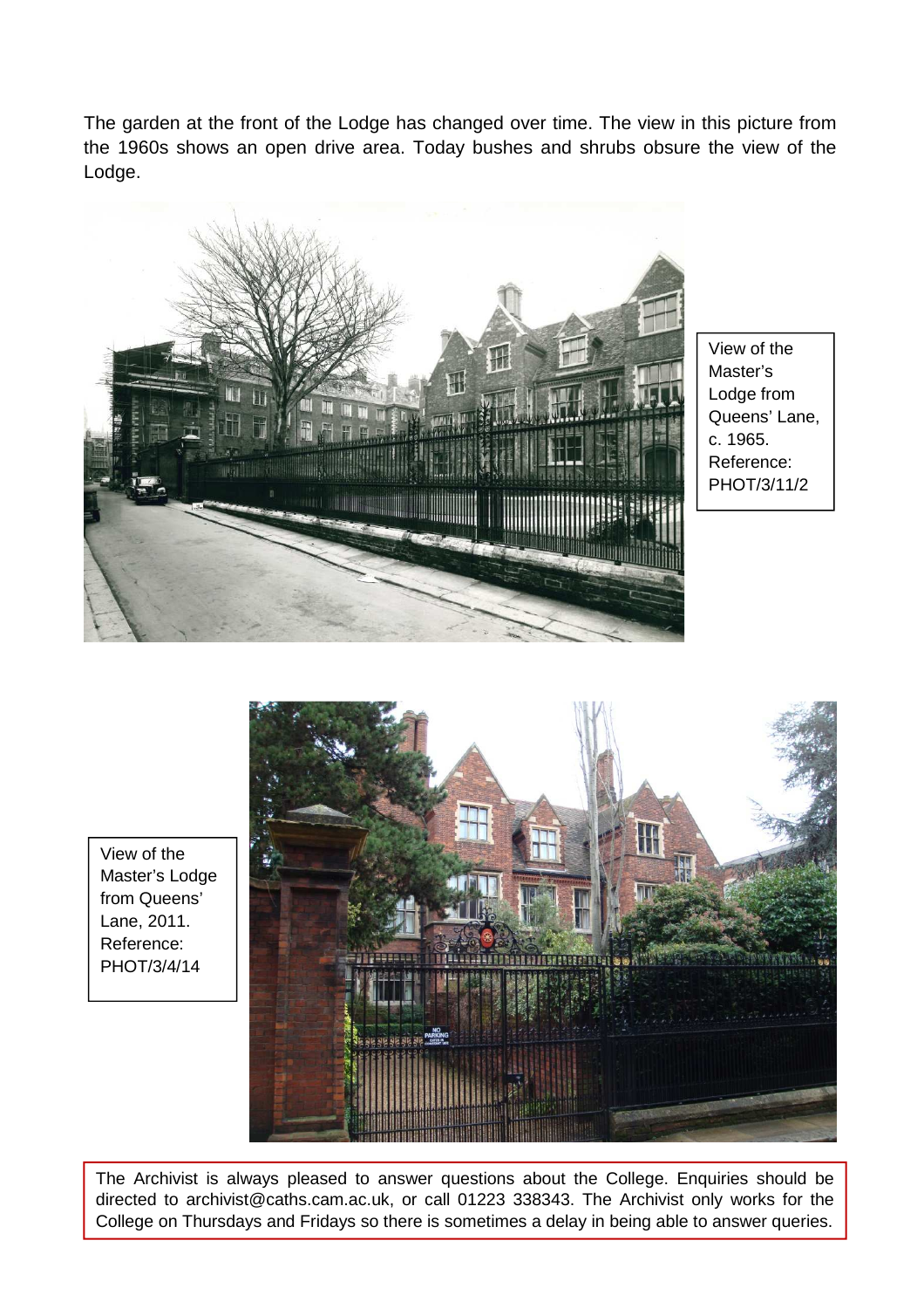The garden at the front of the Lodge has changed over time. The view in this picture from the 1960s shows an open drive area. Today bushes and shrubs obsure the view of the Lodge.

View of the Master's Lodge from Queens' Lane, c. 1965. Reference: PHOT/3/11/2

View of the Master's Lodge from Queens' Lane, 2011. Reference: PHOT/3/4/14

The Archivist is always pleased to answer questions about the College. Enquiries should be directed to archivist@caths.cam.ac.uk, or call 01223 338343. The Archivist only works for the College on Thursdays and Fridays so there is sometimes a delay in being able to answer queries.